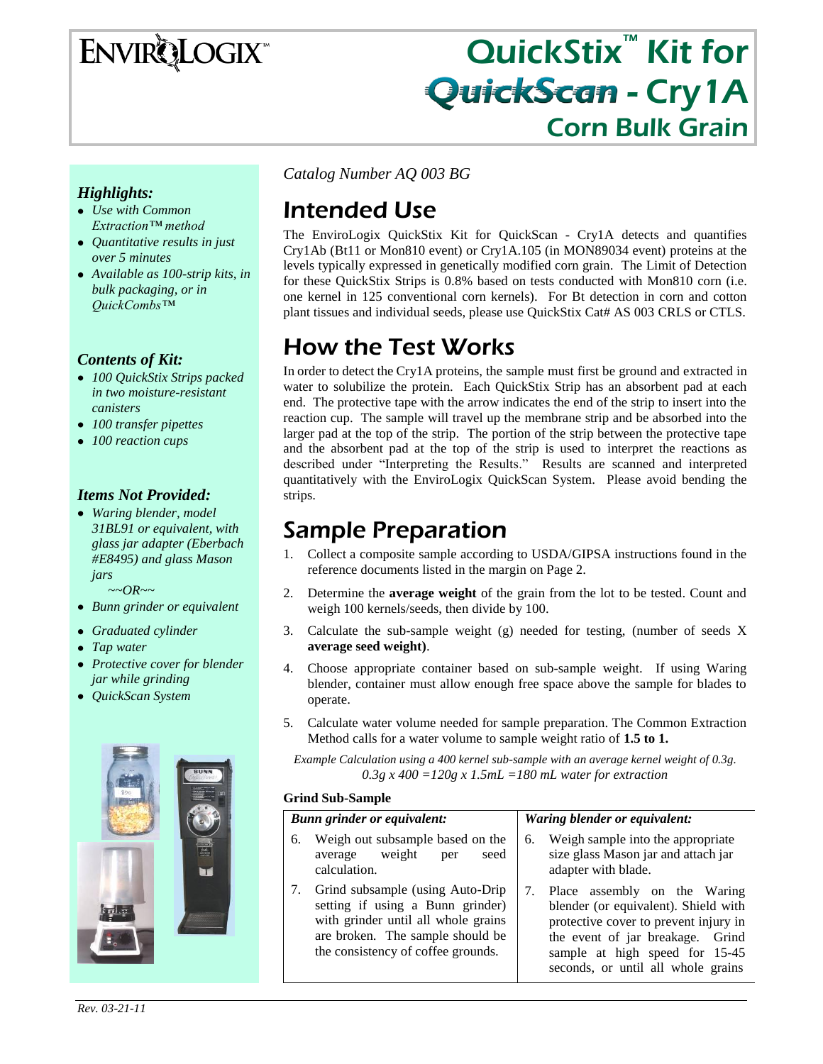# QuickStix™ Kit for QuickScan - Cry1A Corn Bulk Grain

ENVIROLOGIX™

*Catalog Number AQ 003 BG*

### *Highlights:*

- *Use with Common Extraction™ method*
- *Quantitative results in just over 5 minutes*
- *Available as 100-strip kits, in bulk packaging, or in QuickCombs™*

### *Contents of Kit:*

- *100 QuickStix Strips packed in two moisture-resistant canisters*
- *100 transfer pipettes*
- *100 reaction cups*

### *Items Not Provided:*

- *Waring blender, model 31BL91 or equivalent, with glass jar adapter (Eberbach #E8495) and glass Mason jars*

  *~~OR~~*
- *Bunn grinder or equivalent*
- *Graduated cylinder*
- *Tap water*
- *Protective cover for blender jar while grinding*
- *QuickScan System*

## Intended Use

The EnviroLogix QuickStix Kit for QuickScan - Cry1A detects and quantifies Cry1Ab (Bt11 or Mon810 event) or Cry1A.105 (in MON89034 event) proteins at the levels typically expressed in genetically modified corn grain. The Limit of Detection for these QuickStix Strips is 0.8% based on tests conducted with Mon810 corn (i.e. one kernel in 125 conventional corn kernels). For Bt detection in corn and cotton plant tissues and individual seeds, please use QuickStix Cat# AS 003 CRLS or CTLS.

## How the Test Works

In order to detect the Cry1A proteins, the sample must first be ground and extracted in water to solubilize the protein. Each QuickStix Strip has an absorbent pad at each end. The protective tape with the arrow indicates the end of the strip to insert into the reaction cup. The sample will travel up the membrane strip and be absorbed into the larger pad at the top of the strip. The portion of the strip between the protective tape and the absorbent pad at the top of the strip is used to interpret the reactions as described under "Interpreting the Results." Results are scanned and interpreted quantitatively with the EnviroLogix QuickScan System. Please avoid bending the strips.

## Sample Preparation

1. Collect a composite sample according to USDA/GIPSA instructions found in the reference documents listed in the margin on Page 2.
2. Determine the **average weight** of the grain from the lot to be tested. Count and weigh 100 kernels/seeds, then divide by 100.
3. Calculate the sub-sample weight (g) needed for testing, (number of seeds X **average seed weight)**.
4. Choose appropriate container based on sub-sample weight. If using Waring blender, container must allow enough free space above the sample for blades to operate.
5. Calculate water volume needed for sample preparation. The Common Extraction Method calls for a water volume to sample weight ratio of **1.5 to 1.**

*Example Calculation using a 400 kernel sub-sample with an average kernel weight of 0.3g.*
*0.3g x 400 =120g x 1.5mL =180 mL water for extraction*

**Grind Sub-Sample**

| *Bunn grinder or equivalent:* | *Waring blender or equivalent:* |
|---|---|
| 6. Weigh out subsample based on the average weight per seed calculation. | 6. Weigh sample into the appropriate size glass Mason jar and attach jar adapter with blade. |
| 7. Grind subsample (using Auto-Drip setting if using a Bunn grinder) with grinder until all whole grains are broken. The sample should be the consistency of coffee grounds. | 7. Place assembly on the Waring blender (or equivalent). Shield with protective cover to prevent injury in the event of jar breakage. Grind sample at high speed for 15-45 seconds, or until all whole grains |

*Rev. 03-21-11*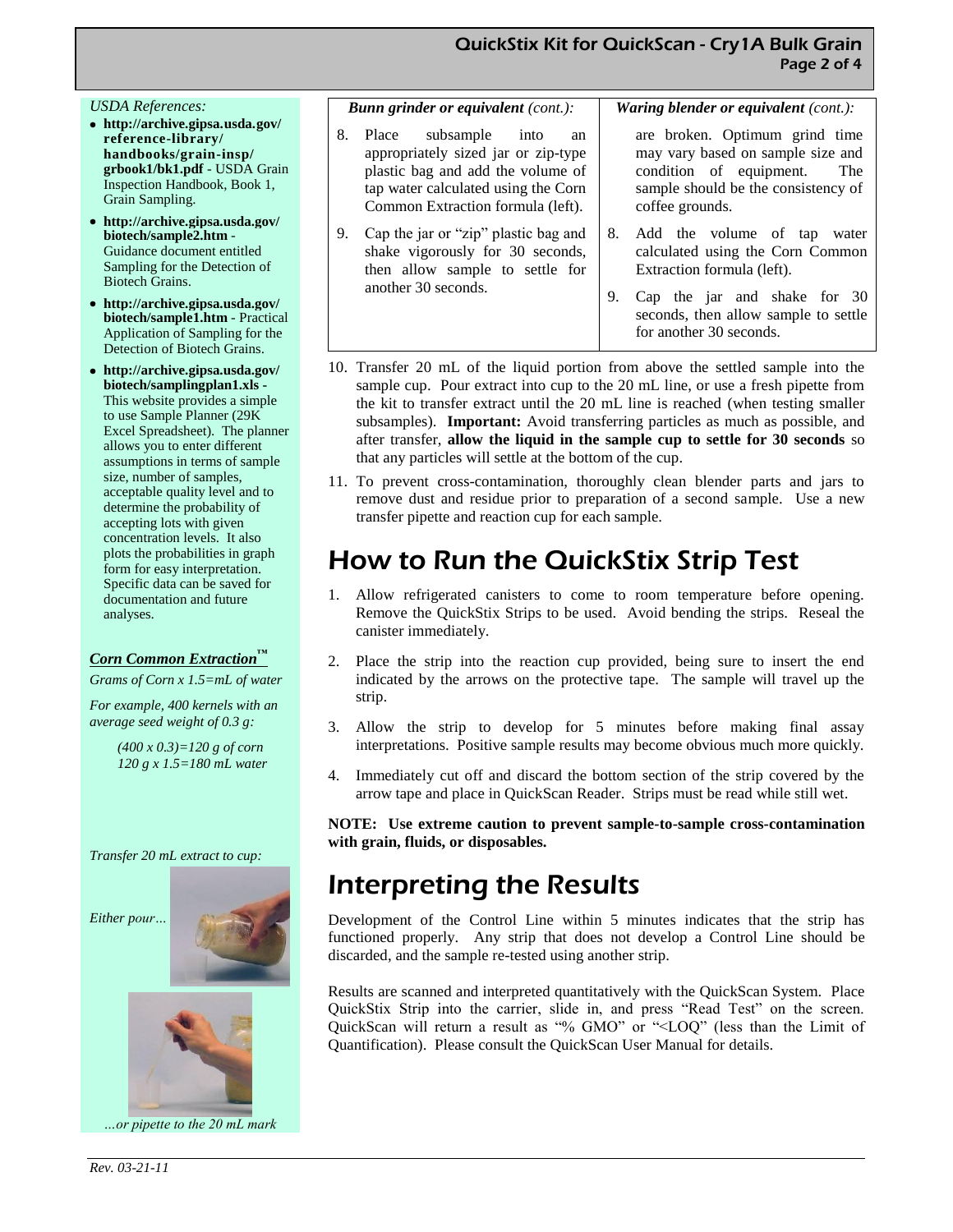*USDA References:*

- **http://archive.gipsa.usda.gov/reference-library/handbooks/grain-insp/grbook1/bk1.pdf** - USDA Grain Inspection Handbook, Book 1, Grain Sampling.
- **http://archive.gipsa.usda.gov/biotech/sample2.htm** - Guidance document entitled Sampling for the Detection of Biotech Grains.
- **http://archive.gipsa.usda.gov/biotech/sample1.htm** - Practical Application of Sampling for the Detection of Biotech Grains.
- **http://archive.gipsa.usda.gov/biotech/samplingplan1.xls** - This website provides a simple to use Sample Planner (29K Excel Spreadsheet). The planner allows you to enter different assumptions in terms of sample size, number of samples, acceptable quality level and to determine the probability of accepting lots with given concentration levels. It also plots the probabilities in graph form for easy interpretation. Specific data can be saved for documentation and future analyses.

***Corn Common Extraction™***

*Grams of Corn x 1.5=mL of water*

*For example, 400 kernels with an average seed weight of 0.3 g:*

*(400 x 0.3)=120 g of corn*
*120 g x 1.5=180 mL water*

*Transfer 20 mL extract to cup:*

*Either pour…*

*…or pipette to the 20 mL mark*

| ***Bunn grinder or equivalent** (cont.):* | ***Waring blender or equivalent** (cont.):* |
|---|---|
| 8. Place subsample into an appropriately sized jar or zip-type plastic bag and add the volume of tap water calculated using the Corn Common Extraction formula (left). | are broken. Optimum grind time may vary based on sample size and condition of equipment. The sample should be the consistency of coffee grounds. |
| 9. Cap the jar or "zip" plastic bag and shake vigorously for 30 seconds, then allow sample to settle for another 30 seconds. | 8. Add the volume of tap water calculated using the Corn Common Extraction formula (left). |
| | 9. Cap the jar and shake for 30 seconds, then allow sample to settle for another 30 seconds. |

10. Transfer 20 mL of the liquid portion from above the settled sample into the sample cup. Pour extract into cup to the 20 mL line, or use a fresh pipette from the kit to transfer extract until the 20 mL line is reached (when testing smaller subsamples). **Important:** Avoid transferring particles as much as possible, and after transfer, **allow the liquid in the sample cup to settle for 30 seconds** so that any particles will settle at the bottom of the cup.
11. To prevent cross-contamination, thoroughly clean blender parts and jars to remove dust and residue prior to preparation of a second sample. Use a new transfer pipette and reaction cup for each sample.

# How to Run the QuickStix Strip Test

1. Allow refrigerated canisters to come to room temperature before opening. Remove the QuickStix Strips to be used. Avoid bending the strips. Reseal the canister immediately.
2. Place the strip into the reaction cup provided, being sure to insert the end indicated by the arrows on the protective tape. The sample will travel up the strip.
3. Allow the strip to develop for 5 minutes before making final assay interpretations. Positive sample results may become obvious much more quickly.
4. Immediately cut off and discard the bottom section of the strip covered by the arrow tape and place in QuickScan Reader. Strips must be read while still wet.

**NOTE: Use extreme caution to prevent sample-to-sample cross-contamination with grain, fluids, or disposables.**

# Interpreting the Results

Development of the Control Line within 5 minutes indicates that the strip has functioned properly. Any strip that does not develop a Control Line should be discarded, and the sample re-tested using another strip.

Results are scanned and interpreted quantitatively with the QuickScan System. Place QuickStix Strip into the carrier, slide in, and press "Read Test" on the screen. QuickScan will return a result as "% GMO" or "<LOQ" (less than the Limit of Quantification). Please consult the QuickScan User Manual for details.

*Rev. 03-21-11*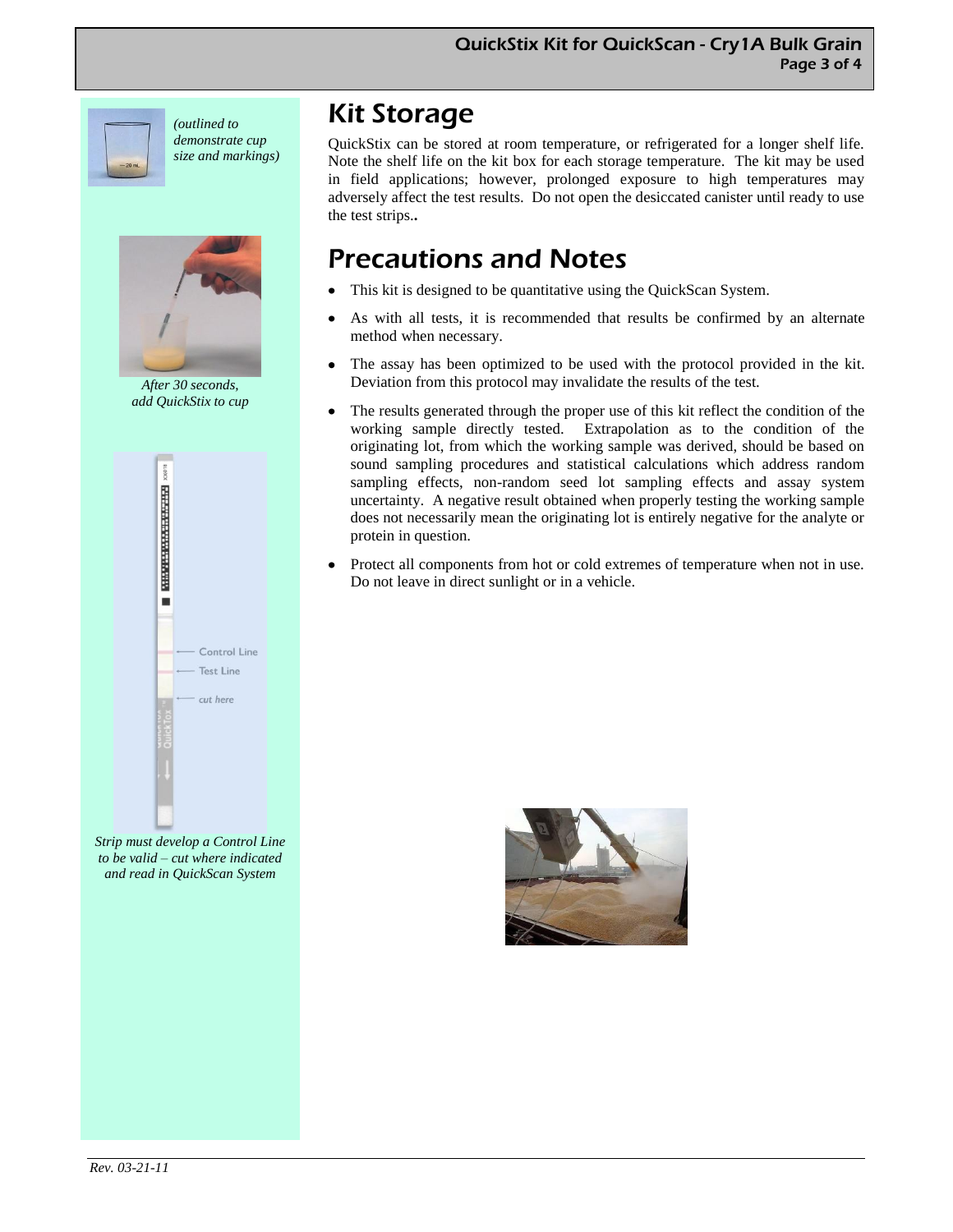*(outlined to demonstrate cup size and markings)*

*After 30 seconds, add QuickStix to cup*

*Strip must develop a Control Line to be valid – cut where indicated and read in QuickScan System*

## Kit Storage

QuickStix can be stored at room temperature, or refrigerated for a longer shelf life. Note the shelf life on the kit box for each storage temperature. The kit may be used in field applications; however, prolonged exposure to high temperatures may adversely affect the test results. Do not open the desiccated canister until ready to use the test strips..

## Precautions and Notes

- This kit is designed to be quantitative using the QuickScan System.
- As with all tests, it is recommended that results be confirmed by an alternate method when necessary.
- The assay has been optimized to be used with the protocol provided in the kit. Deviation from this protocol may invalidate the results of the test.
- The results generated through the proper use of this kit reflect the condition of the working sample directly tested. Extrapolation as to the condition of the originating lot, from which the working sample was derived, should be based on sound sampling procedures and statistical calculations which address random sampling effects, non-random seed lot sampling effects and assay system uncertainty. A negative result obtained when properly testing the working sample does not necessarily mean the originating lot is entirely negative for the analyte or protein in question.
- Protect all components from hot or cold extremes of temperature when not in use. Do not leave in direct sunlight or in a vehicle.

*Rev. 03-21-11*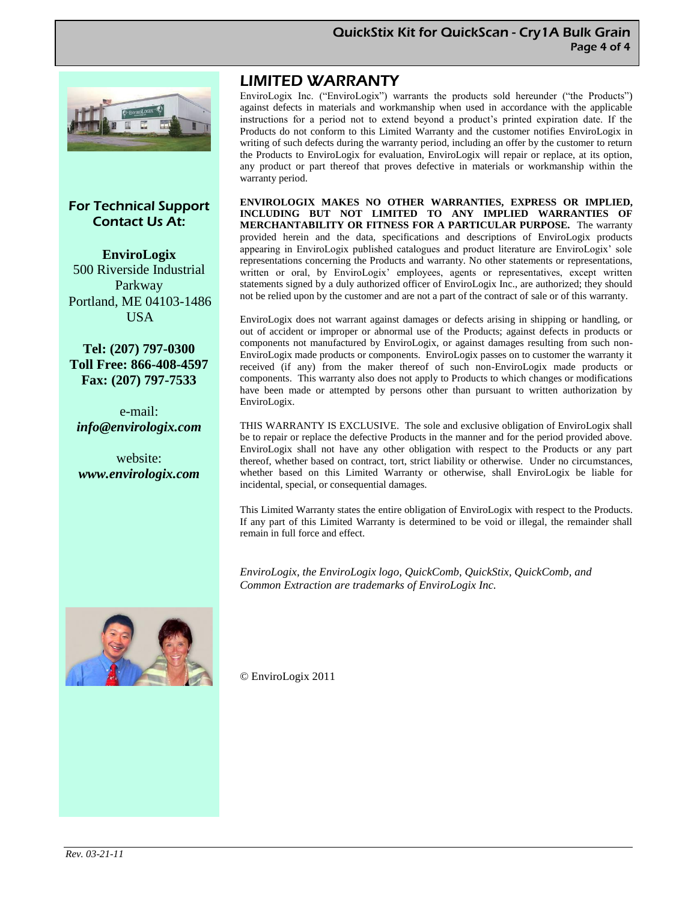## For Technical Support Contact Us At:

**EnviroLogix**
500 Riverside Industrial Parkway
Portland, ME 04103-1486
USA

**Tel: (207) 797-0300**
**Toll Free: 866-408-4597**
**Fax: (207) 797-7533**

e-mail:
***info@envirologix.com***

website:
***www.envirologix.com***

# LIMITED WARRANTY

EnviroLogix Inc. ("EnviroLogix") warrants the products sold hereunder ("the Products") against defects in materials and workmanship when used in accordance with the applicable instructions for a period not to extend beyond a product's printed expiration date. If the Products do not conform to this Limited Warranty and the customer notifies EnviroLogix in writing of such defects during the warranty period, including an offer by the customer to return the Products to EnviroLogix for evaluation, EnviroLogix will repair or replace, at its option, any product or part thereof that proves defective in materials or workmanship within the warranty period.

**ENVIROLOGIX MAKES NO OTHER WARRANTIES, EXPRESS OR IMPLIED, INCLUDING BUT NOT LIMITED TO ANY IMPLIED WARRANTIES OF MERCHANTABILITY OR FITNESS FOR A PARTICULAR PURPOSE.** The warranty provided herein and the data, specifications and descriptions of EnviroLogix products appearing in EnviroLogix published catalogues and product literature are EnviroLogix' sole representations concerning the Products and warranty. No other statements or representations, written or oral, by EnviroLogix' employees, agents or representatives, except written statements signed by a duly authorized officer of EnviroLogix Inc., are authorized; they should not be relied upon by the customer and are not a part of the contract of sale or of this warranty.

EnviroLogix does not warrant against damages or defects arising in shipping or handling, or out of accident or improper or abnormal use of the Products; against defects in products or components not manufactured by EnviroLogix, or against damages resulting from such non-EnviroLogix made products or components. EnviroLogix passes on to customer the warranty it received (if any) from the maker thereof of such non-EnviroLogix made products or components. This warranty also does not apply to Products to which changes or modifications have been made or attempted by persons other than pursuant to written authorization by EnviroLogix.

THIS WARRANTY IS EXCLUSIVE. The sole and exclusive obligation of EnviroLogix shall be to repair or replace the defective Products in the manner and for the period provided above. EnviroLogix shall not have any other obligation with respect to the Products or any part thereof, whether based on contract, tort, strict liability or otherwise. Under no circumstances, whether based on this Limited Warranty or otherwise, shall EnviroLogix be liable for incidental, special, or consequential damages.

This Limited Warranty states the entire obligation of EnviroLogix with respect to the Products. If any part of this Limited Warranty is determined to be void or illegal, the remainder shall remain in full force and effect.

*EnviroLogix, the EnviroLogix logo, QuickComb, QuickStix, QuickComb, and Common Extraction are trademarks of EnviroLogix Inc.*

© EnviroLogix 2011

*Rev. 03-21-11*